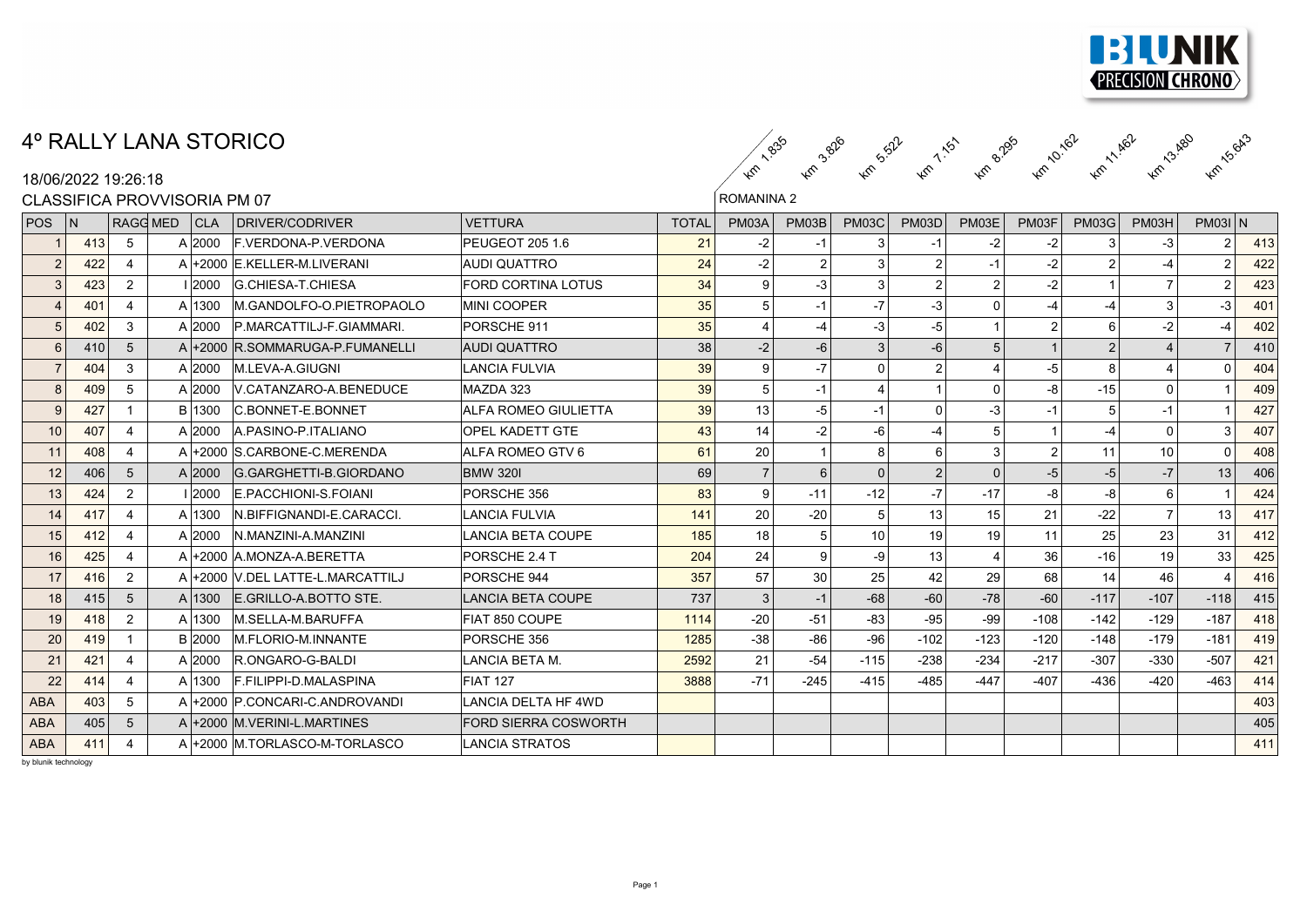# 4º RALLY LANA STORICO

18/06/2022 19:26:18

CLASSIFICA PROVVISORIA PM 07

| | | | | | | | | ROMANINA 2 | | | | | | | | | |
|---|---|---|---|---|---|---|---|---|---|---|---|---|---|---|---|---|---|
| | | | | | | | | km 1.835 | km 3.826 | km 5.522 | km 7.151 | km 8.295 | km 10.162 | km 11.462 | km 13.480 | km 15.643 | |
| POS | N | RAGG | MED | CLA | DRIVER/CODRIVER | VETTURA | TOTAL | PM03A | PM03B | PM03C | PM03D | PM03E | PM03F | PM03G | PM03H | PM03I | N |
| 1 | 413 | 5 | A | 2000 | F.VERDONA-P.VERDONA | PEUGEOT 205 1.6 | 21 | -2 | -1 | 3 | -1 | -2 | -2 | 3 | -3 | 2 | 413 |
| 2 | 422 | 4 | A | +2000 | E.KELLER-M.LIVERANI | AUDI QUATTRO | 24 | -2 | 2 | 3 | 2 | -1 | -2 | 2 | -4 | 2 | 422 |
| 3 | 423 | 2 | I | 2000 | G.CHIESA-T.CHIESA | FORD CORTINA LOTUS | 34 | 9 | -3 | 3 | 2 | 2 | -2 | 1 | 7 | 2 | 423 |
| 4 | 401 | 4 | A | 1300 | M.GANDOLFO-O.PIETROPAOLO | MINI COOPER | 35 | 5 | -1 | -7 | -3 | 0 | -4 | -4 | 3 | -3 | 401 |
| 5 | 402 | 3 | A | 2000 | P.MARCATTILJ-F.GIAMMARI. | PORSCHE 911 | 35 | 4 | -4 | -3 | -5 | 1 | 2 | 6 | -2 | -4 | 402 |
| 6 | 410 | 5 | A | +2000 | R.SOMMARUGA-P.FUMANELLI | AUDI QUATTRO | 38 | -2 | -6 | 3 | -6 | 5 | 1 | 2 | 4 | 7 | 410 |
| 7 | 404 | 3 | A | 2000 | M.LEVA-A.GIUGNI | LANCIA FULVIA | 39 | 9 | -7 | 0 | 2 | 4 | -5 | 8 | 4 | 0 | 404 |
| 8 | 409 | 5 | A | 2000 | V.CATANZARO-A.BENEDUCE | MAZDA 323 | 39 | 5 | -1 | 4 | 1 | 0 | -8 | -15 | 0 | 1 | 409 |
| 9 | 427 | 1 | B | 1300 | C.BONNET-E.BONNET | ALFA ROMEO GIULIETTA | 39 | 13 | -5 | -1 | 0 | -3 | -1 | 5 | -1 | 1 | 427 |
| 10 | 407 | 4 | A | 2000 | A.PASINO-P.ITALIANO | OPEL KADETT GTE | 43 | 14 | -2 | -6 | -4 | 5 | 1 | -4 | 0 | 3 | 407 |
| 11 | 408 | 4 | A | +2000 | S.CARBONE-C.MERENDA | ALFA ROMEO GTV 6 | 61 | 20 | 1 | 8 | 6 | 3 | 2 | 11 | 10 | 0 | 408 |
| 12 | 406 | 5 | A | 2000 | G.GARGHETTI-B.GIORDANO | BMW 320I | 69 | 7 | 6 | 0 | 2 | 0 | -5 | -5 | -7 | 13 | 406 |
| 13 | 424 | 2 | I | 2000 | E.PACCHIONI-S.FOIANI | PORSCHE 356 | 83 | 9 | -11 | -12 | -7 | -17 | -8 | -8 | 6 | 1 | 424 |
| 14 | 417 | 4 | A | 1300 | N.BIFFIGNANDI-E.CARACCI. | LANCIA FULVIA | 141 | 20 | -20 | 5 | 13 | 15 | 21 | -22 | 7 | 13 | 417 |
| 15 | 412 | 4 | A | 2000 | N.MANZINI-A.MANZINI | LANCIA BETA COUPE | 185 | 18 | 5 | 10 | 19 | 19 | 11 | 25 | 23 | 31 | 412 |
| 16 | 425 | 4 | A | +2000 | A.MONZA-A.BERETTA | PORSCHE 2.4 T | 204 | 24 | 9 | -9 | 13 | 4 | 36 | -16 | 19 | 33 | 425 |
| 17 | 416 | 2 | A | +2000 | V.DEL LATTE-L.MARCATTILJ | PORSCHE 944 | 357 | 57 | 30 | 25 | 42 | 29 | 68 | 14 | 46 | 4 | 416 |
| 18 | 415 | 5 | A | 1300 | E.GRILLO-A.BOTTO STE. | LANCIA BETA COUPE | 737 | 3 | -1 | -68 | -60 | -78 | -60 | -117 | -107 | -118 | 415 |
| 19 | 418 | 2 | A | 1300 | M.SELLA-M.BARUFFA | FIAT 850 COUPE | 1114 | -20 | -51 | -83 | -95 | -99 | -108 | -142 | -129 | -187 | 418 |
| 20 | 419 | 1 | B | 2000 | M.FLORIO-M.INNANTE | PORSCHE 356 | 1285 | -38 | -86 | -96 | -102 | -123 | -120 | -148 | -179 | -181 | 419 |
| 21 | 421 | 4 | A | 2000 | R.ONGARO-G-BALDI | LANCIA BETA M. | 2592 | 21 | -54 | -115 | -238 | -234 | -217 | -307 | -330 | -507 | 421 |
| 22 | 414 | 4 | A | 1300 | F.FILIPPI-D.MALASPINA | FIAT 127 | 3888 | -71 | -245 | -415 | -485 | -447 | -407 | -436 | -420 | -463 | 414 |
| ABA | 403 | 5 | A | +2000 | P.CONCARI-C.ANDROVANDI | LANCIA DELTA HF 4WD | | | | | | | | | | | 403 |
| ABA | 405 | 5 | A | +2000 | M.VERINI-L.MARTINES | FORD SIERRA COSWORTH | | | | | | | | | | | 405 |
| ABA | 411 | 4 | A | +2000 | M.TORLASCO-M-TORLASCO | LANCIA STRATOS | | | | | | | | | | | 411 |

by blunik technology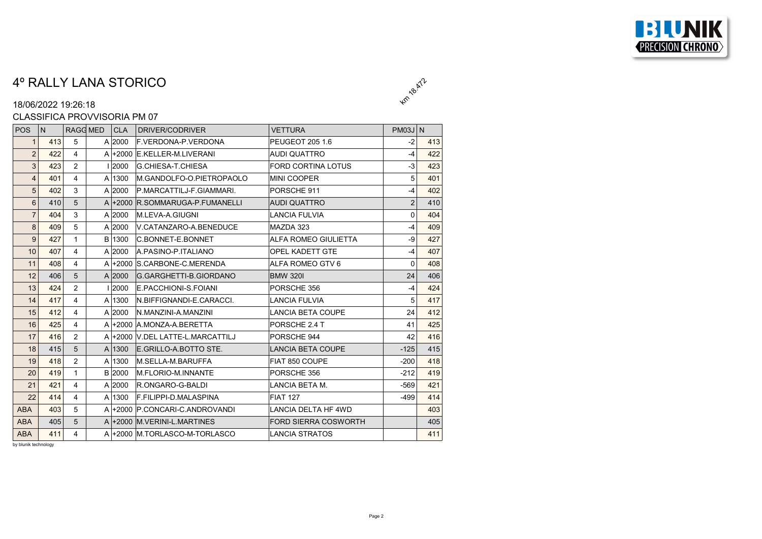# 4º RALLY LANA STORICO

km 18.472

18/06/2022 19:26:18

CLASSIFICA PROVVISORIA PM 07

| POS | N | RAGG | MED | CLA | DRIVER/CODRIVER | VETTURA | PM03J | N |
|---|---|---|---|---|---|---|---|---|
| 1 | 413 | 5 | A | 2000 | F.VERDONA-P.VERDONA | PEUGEOT 205 1.6 | -2 | 413 |
| 2 | 422 | 4 | A | +2000 | E.KELLER-M.LIVERANI | AUDI QUATTRO | -4 | 422 |
| 3 | 423 | 2 | I | 2000 | G.CHIESA-T.CHIESA | FORD CORTINA LOTUS | -3 | 423 |
| 4 | 401 | 4 | A | 1300 | M.GANDOLFO-O.PIETROPAOLO | MINI COOPER | 5 | 401 |
| 5 | 402 | 3 | A | 2000 | P.MARCATTILJ-F.GIAMMARI. | PORSCHE 911 | -4 | 402 |
| 6 | 410 | 5 | A | +2000 | R.SOMMARUGA-P.FUMANELLI | AUDI QUATTRO | 2 | 410 |
| 7 | 404 | 3 | A | 2000 | M.LEVA-A.GIUGNI | LANCIA FULVIA | 0 | 404 |
| 8 | 409 | 5 | A | 2000 | V.CATANZARO-A.BENEDUCE | MAZDA 323 | -4 | 409 |
| 9 | 427 | 1 | B | 1300 | C.BONNET-E.BONNET | ALFA ROMEO GIULIETTA | -9 | 427 |
| 10 | 407 | 4 | A | 2000 | A.PASINO-P.ITALIANO | OPEL KADETT GTE | -4 | 407 |
| 11 | 408 | 4 | A | +2000 | S.CARBONE-C.MERENDA | ALFA ROMEO GTV 6 | 0 | 408 |
| 12 | 406 | 5 | A | 2000 | G.GARGHETTI-B.GIORDANO | BMW 320I | 24 | 406 |
| 13 | 424 | 2 | I | 2000 | E.PACCHIONI-S.FOIANI | PORSCHE 356 | -4 | 424 |
| 14 | 417 | 4 | A | 1300 | N.BIFFIGNANDI-E.CARACCI. | LANCIA FULVIA | 5 | 417 |
| 15 | 412 | 4 | A | 2000 | N.MANZINI-A.MANZINI | LANCIA BETA COUPE | 24 | 412 |
| 16 | 425 | 4 | A | +2000 | A.MONZA-A.BERETTA | PORSCHE 2.4 T | 41 | 425 |
| 17 | 416 | 2 | A | +2000 | V.DEL LATTE-L.MARCATTILJ | PORSCHE 944 | 42 | 416 |
| 18 | 415 | 5 | A | 1300 | E.GRILLO-A.BOTTO STE. | LANCIA BETA COUPE | -125 | 415 |
| 19 | 418 | 2 | A | 1300 | M.SELLA-M.BARUFFA | FIAT 850 COUPE | -200 | 418 |
| 20 | 419 | 1 | B | 2000 | M.FLORIO-M.INNANTE | PORSCHE 356 | -212 | 419 |
| 21 | 421 | 4 | A | 2000 | R.ONGARO-G-BALDI | LANCIA BETA M. | -569 | 421 |
| 22 | 414 | 4 | A | 1300 | F.FILIPPI-D.MALASPINA | FIAT 127 | -499 | 414 |
| ABA | 403 | 5 | A | +2000 | P.CONCARI-C.ANDROVANDI | LANCIA DELTA HF 4WD | | 403 |
| ABA | 405 | 5 | A | +2000 | M.VERINI-L.MARTINES | FORD SIERRA COSWORTH | | 405 |
| ABA | 411 | 4 | A | +2000 | M.TORLASCO-M-TORLASCO | LANCIA STRATOS | | 411 |

by blunik technology